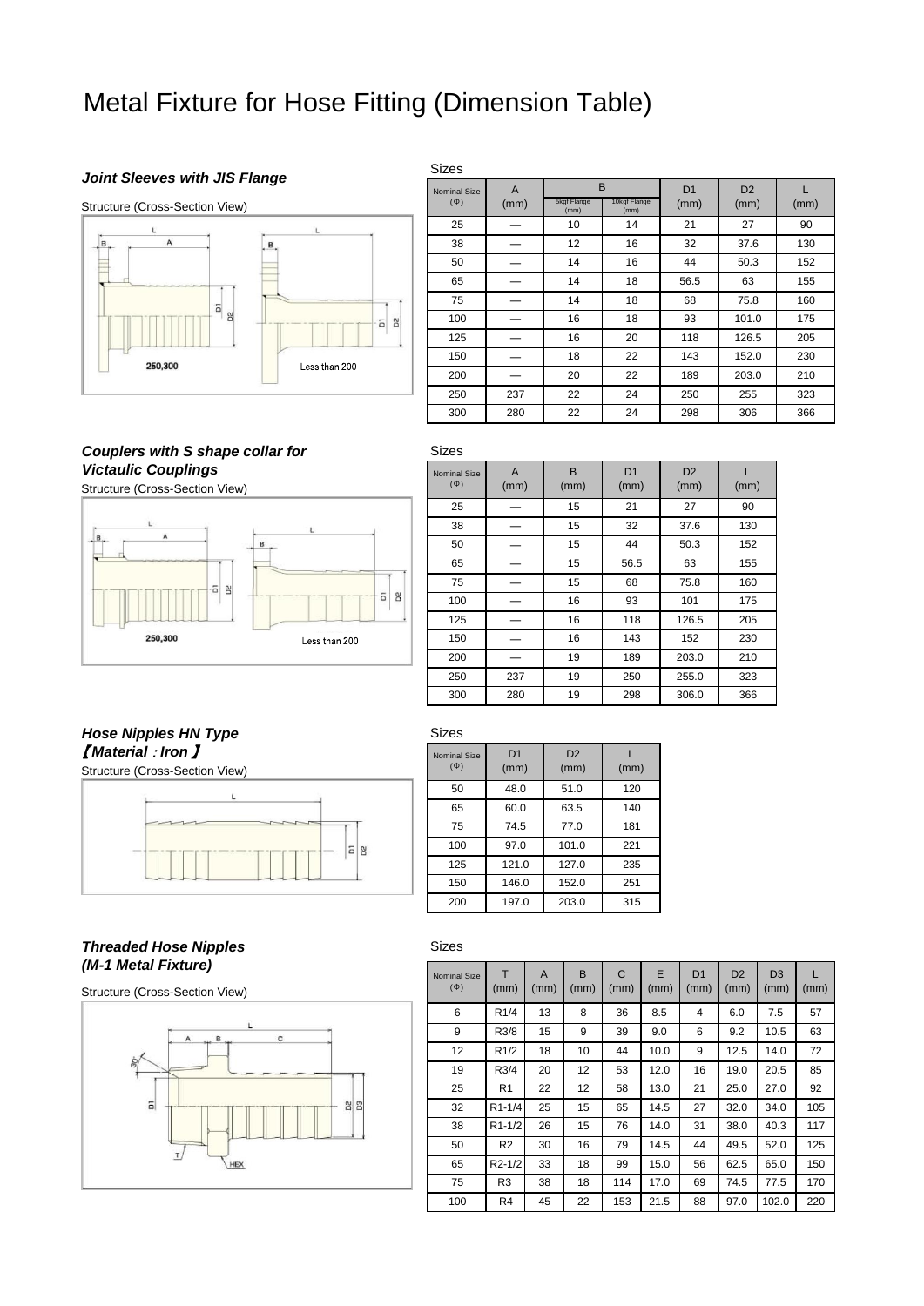# Metal Fixture for Hose Fitting (Dimension Table)

### *Joint Sleeves with JIS Flange*

Structure (Cross-Section View)

250,300 | Less than 200

Sizes

| Nominal Size (Φ) | A (mm) | B | | D1 (mm) | D2 (mm) | L (mm) |
|---|---|---|---|---|---|---|
| | | 5kgf Flange (mm) | 10kgf Flange (mm) | | | |
| 25 | — | 10 | 14 | 21 | 27 | 90 |
| 38 | — | 12 | 16 | 32 | 37.6 | 130 |
| 50 | — | 14 | 16 | 44 | 50.3 | 152 |
| 65 | — | 14 | 18 | 56.5 | 63 | 155 |
| 75 | — | 14 | 18 | 68 | 75.8 | 160 |
| 100 | — | 16 | 18 | 93 | 101.0 | 175 |
| 125 | — | 16 | 20 | 118 | 126.5 | 205 |
| 150 | — | 18 | 22 | 143 | 152.0 | 230 |
| 200 | — | 20 | 22 | 189 | 203.0 | 210 |
| 250 | 237 | 22 | 24 | 250 | 255 | 323 |
| 300 | 280 | 22 | 24 | 298 | 306 | 366 |

### *Couplers with S shape collar for Victaulic Couplings*

Structure (Cross-Section View)

250,300 | Less than 200

Sizes

| Nominal Size (Φ) | A (mm) | B (mm) | D1 (mm) | D2 (mm) | L (mm) |
|---|---|---|---|---|---|
| 25 | — | 15 | 21 | 27 | 90 |
| 38 | — | 15 | 32 | 37.6 | 130 |
| 50 | — | 15 | 44 | 50.3 | 152 |
| 65 | — | 15 | 56.5 | 63 | 155 |
| 75 | — | 15 | 68 | 75.8 | 160 |
| 100 | — | 16 | 93 | 101 | 175 |
| 125 | — | 16 | 118 | 126.5 | 205 |
| 150 | — | 16 | 143 | 152 | 230 |
| 200 | — | 19 | 189 | 203.0 | 210 |
| 250 | 237 | 19 | 250 | 255.0 | 323 |
| 300 | 280 | 19 | 298 | 306.0 | 366 |

### *Hose Nipples HN Type 【Material：Iron】*

Structure (Cross-Section View)

Sizes

| Nominal Size (Φ) | D1 (mm) | D2 (mm) | L (mm) |
|---|---|---|---|
| 50 | 48.0 | 51.0 | 120 |
| 65 | 60.0 | 63.5 | 140 |
| 75 | 74.5 | 77.0 | 181 |
| 100 | 97.0 | 101.0 | 221 |
| 125 | 121.0 | 127.0 | 235 |
| 150 | 146.0 | 152.0 | 251 |
| 200 | 197.0 | 203.0 | 315 |

### *Threaded Hose Nipples (M-1 Metal Fixture)*

Structure (Cross-Section View)

Sizes

| Nominal Size (Φ) | T (mm) | A (mm) | B (mm) | C (mm) | E (mm) | D1 (mm) | D2 (mm) | D3 (mm) | L (mm) |
|---|---|---|---|---|---|---|---|---|---|
| 6 | R1/4 | 13 | 8 | 36 | 8.5 | 4 | 6.0 | 7.5 | 57 |
| 9 | R3/8 | 15 | 9 | 39 | 9.0 | 6 | 9.2 | 10.5 | 63 |
| 12 | R1/2 | 18 | 10 | 44 | 10.0 | 9 | 12.5 | 14.0 | 72 |
| 19 | R3/4 | 20 | 12 | 53 | 12.0 | 16 | 19.0 | 20.5 | 85 |
| 25 | R1 | 22 | 12 | 58 | 13.0 | 21 | 25.0 | 27.0 | 92 |
| 32 | R1-1/4 | 25 | 15 | 65 | 14.5 | 27 | 32.0 | 34.0 | 105 |
| 38 | R1-1/2 | 26 | 15 | 76 | 14.0 | 31 | 38.0 | 40.3 | 117 |
| 50 | R2 | 30 | 16 | 79 | 14.5 | 44 | 49.5 | 52.0 | 125 |
| 65 | R2-1/2 | 33 | 18 | 99 | 15.0 | 56 | 62.5 | 65.0 | 150 |
| 75 | R3 | 38 | 18 | 114 | 17.0 | 69 | 74.5 | 77.5 | 170 |
| 100 | R4 | 45 | 22 | 153 | 21.5 | 88 | 97.0 | 102.0 | 220 |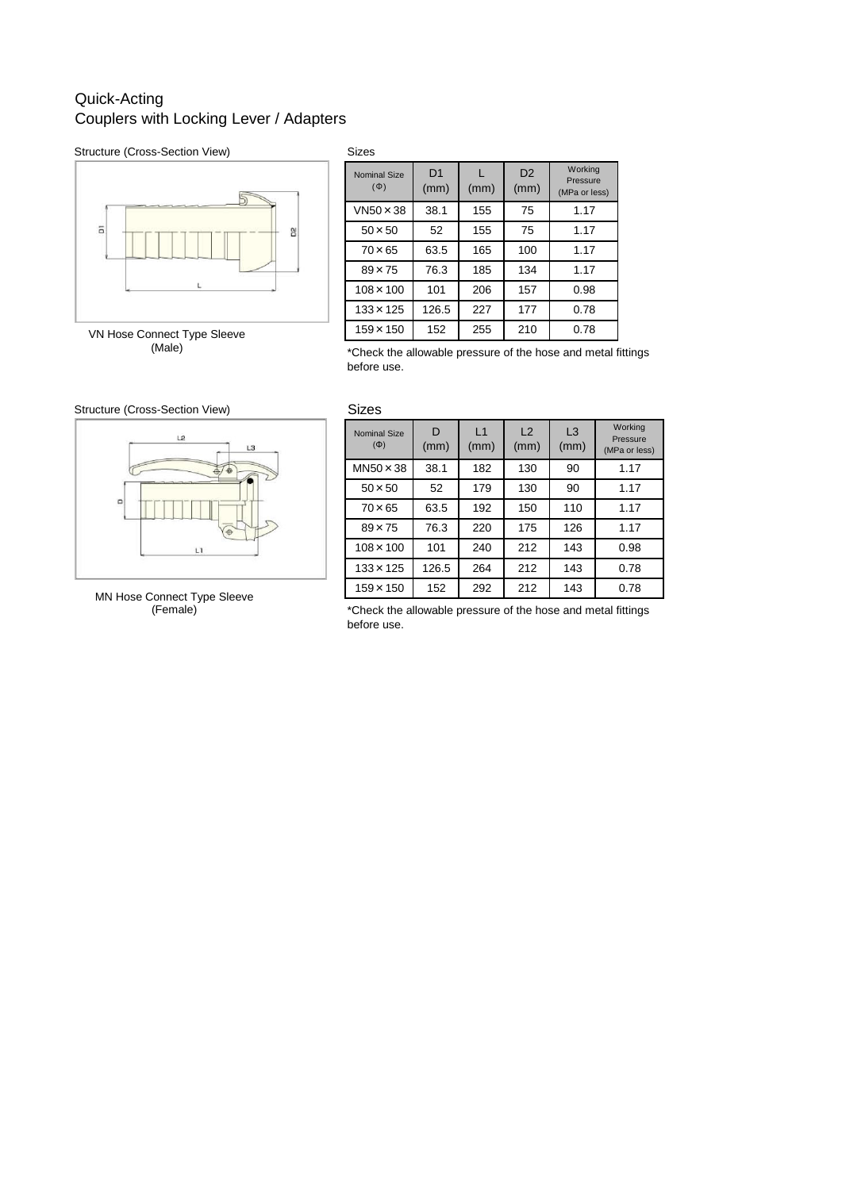# Quick-Acting
# Couplers with Locking Lever / Adapters

Structure (Cross-Section View)

VN Hose Connect Type Sleeve
(Male)

Sizes

| Nominal Size (Φ) | D1 (mm) | L (mm) | D2 (mm) | Working Pressure (MPa or less) |
|---|---|---|---|---|
| VN50×38 | 38.1 | 155 | 75 | 1.17 |
| 50×50 | 52 | 155 | 75 | 1.17 |
| 70×65 | 63.5 | 165 | 100 | 1.17 |
| 89×75 | 76.3 | 185 | 134 | 1.17 |
| 108×100 | 101 | 206 | 157 | 0.98 |
| 133×125 | 126.5 | 227 | 177 | 0.78 |
| 159×150 | 152 | 255 | 210 | 0.78 |

*Check the allowable pressure of the hose and metal fittings before use.

Structure (Cross-Section View)

MN Hose Connect Type Sleeve
(Female)

Sizes

| Nominal Size (Φ) | D (mm) | L1 (mm) | L2 (mm) | L3 (mm) | Working Pressure (MPa or less) |
|---|---|---|---|---|---|
| MN50×38 | 38.1 | 182 | 130 | 90 | 1.17 |
| 50×50 | 52 | 179 | 130 | 90 | 1.17 |
| 70×65 | 63.5 | 192 | 150 | 110 | 1.17 |
| 89×75 | 76.3 | 220 | 175 | 126 | 1.17 |
| 108×100 | 101 | 240 | 212 | 143 | 0.98 |
| 133×125 | 126.5 | 264 | 212 | 143 | 0.78 |
| 159×150 | 152 | 292 | 212 | 143 | 0.78 |

*Check the allowable pressure of the hose and metal fittings before use.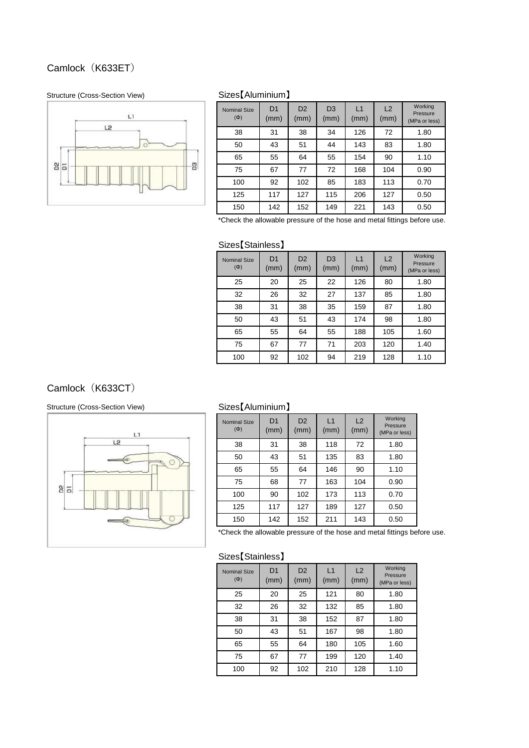## Camlock（K633ET）

Structure (Cross-Section View)

L1
L2
D2
D1
D3

Sizes【Aluminium】

| Nominal Size (Φ) | D1 (mm) | D2 (mm) | D3 (mm) | L1 (mm) | L2 (mm) | Working Pressure (MPa or less) |
|---|---|---|---|---|---|---|
| 38 | 31 | 38 | 34 | 126 | 72 | 1.80 |
| 50 | 43 | 51 | 44 | 143 | 83 | 1.80 |
| 65 | 55 | 64 | 55 | 154 | 90 | 1.10 |
| 75 | 67 | 77 | 72 | 168 | 104 | 0.90 |
| 100 | 92 | 102 | 85 | 183 | 113 | 0.70 |
| 125 | 117 | 127 | 115 | 206 | 127 | 0.50 |
| 150 | 142 | 152 | 149 | 221 | 143 | 0.50 |

*Check the allowable pressure of the hose and metal fittings before use.

Sizes【Stainless】

| Nominal Size (Φ) | D1 (mm) | D2 (mm) | D3 (mm) | L1 (mm) | L2 (mm) | Working Pressure (MPa or less) |
|---|---|---|---|---|---|---|
| 25 | 20 | 25 | 22 | 126 | 80 | 1.80 |
| 32 | 26 | 32 | 27 | 137 | 85 | 1.80 |
| 38 | 31 | 38 | 35 | 159 | 87 | 1.80 |
| 50 | 43 | 51 | 43 | 174 | 98 | 1.80 |
| 65 | 55 | 64 | 55 | 188 | 105 | 1.60 |
| 75 | 67 | 77 | 71 | 203 | 120 | 1.40 |
| 100 | 92 | 102 | 94 | 219 | 128 | 1.10 |

## Camlock（K633CT）

Structure (Cross-Section View)

L1
L2
D2
D1

Sizes【Aluminium】

| Nominal Size (Φ) | D1 (mm) | D2 (mm) | L1 (mm) | L2 (mm) | Working Pressure (MPa or less) |
|---|---|---|---|---|---|
| 38 | 31 | 38 | 118 | 72 | 1.80 |
| 50 | 43 | 51 | 135 | 83 | 1.80 |
| 65 | 55 | 64 | 146 | 90 | 1.10 |
| 75 | 68 | 77 | 163 | 104 | 0.90 |
| 100 | 90 | 102 | 173 | 113 | 0.70 |
| 125 | 117 | 127 | 189 | 127 | 0.50 |
| 150 | 142 | 152 | 211 | 143 | 0.50 |

*Check the allowable pressure of the hose and metal fittings before use.

Sizes【Stainless】

| Nominal Size (Φ) | D1 (mm) | D2 (mm) | L1 (mm) | L2 (mm) | Working Pressure (MPa or less) |
|---|---|---|---|---|---|
| 25 | 20 | 25 | 121 | 80 | 1.80 |
| 32 | 26 | 32 | 132 | 85 | 1.80 |
| 38 | 31 | 38 | 152 | 87 | 1.80 |
| 50 | 43 | 51 | 167 | 98 | 1.80 |
| 65 | 55 | 64 | 180 | 105 | 1.60 |
| 75 | 67 | 77 | 199 | 120 | 1.40 |
| 100 | 92 | 102 | 210 | 128 | 1.10 |